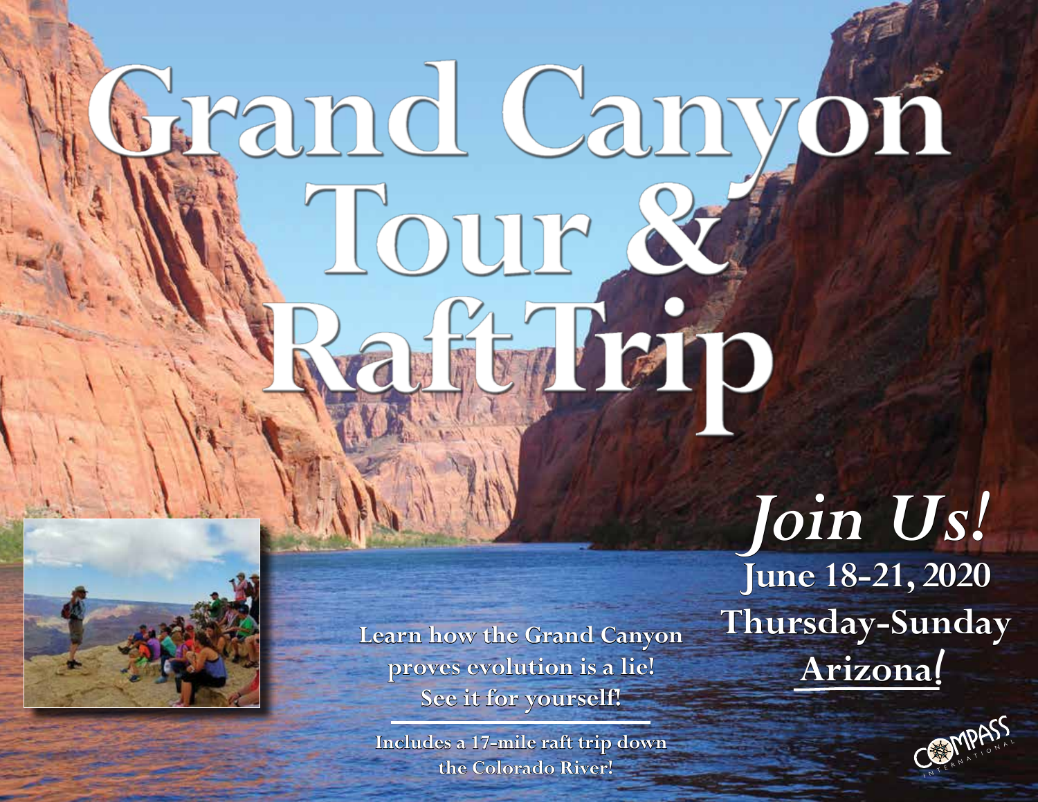# Grand Canyon Tour & Raft Trip

## *Join Us!*

**June 18-21, 2020**

**Thursday-Sunday**

**Arizona!**

**Learn how the Grand Canyon proves evolution is a lie! See it for yourself!**

**Includes a 17-mile raft trip down the Colorado River!**

COMPASS INTERNATIONAL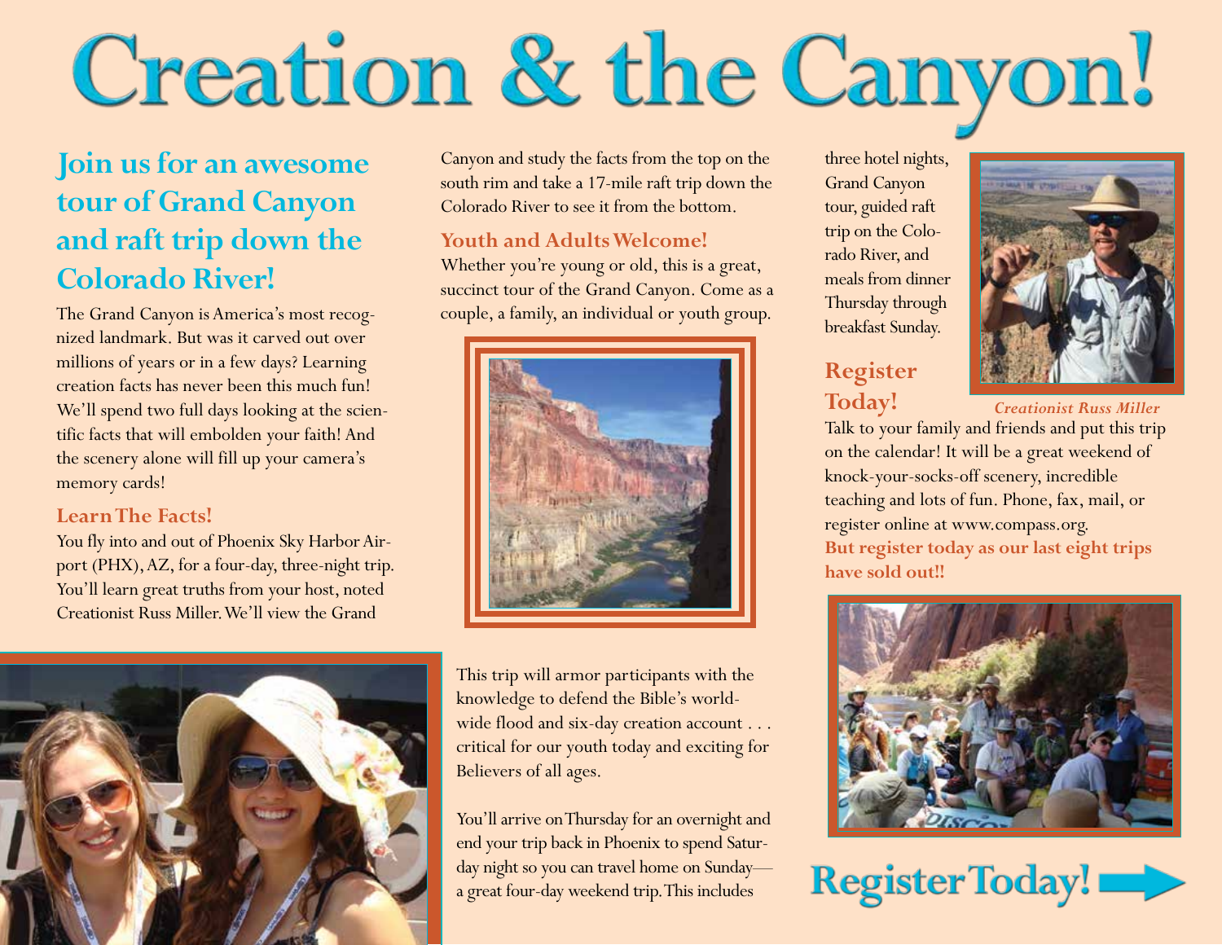# Creation & the Canyon!

## Join us for an awesome tour of Grand Canyon and raft trip down the Colorado River!

The Grand Canyon is America's most recognized landmark. But was it carved out over millions of years or in a few days? Learning creation facts has never been this much fun! We'll spend two full days looking at the scientific facts that will embolden your faith! And the scenery alone will fill up your camera's memory cards!

### Learn The Facts!

You fly into and out of Phoenix Sky Harbor Airport (PHX), AZ, for a four-day, three-night trip. You'll learn great truths from your host, noted Creationist Russ Miller. We'll view the Grand Canyon and study the facts from the top on the south rim and take a 17-mile raft trip down the Colorado River to see it from the bottom.

### Youth and Adults Welcome!

Whether you're young or old, this is a great, succinct tour of the Grand Canyon. Come as a couple, a family, an individual or youth group.

This trip will armor participants with the knowledge to defend the Bible's worldwide flood and six-day creation account . . . critical for our youth today and exciting for Believers of all ages.

You'll arrive on Thursday for an overnight and end your trip back in Phoenix to spend Saturday night so you can travel home on Sunday—a great four-day weekend trip. This includes three hotel nights, Grand Canyon tour, guided raft trip on the Colorado River, and meals from dinner Thursday through breakfast Sunday.

*Creationist Russ Miller*

### Register Today!

Talk to your family and friends and put this trip on the calendar! It will be a great weekend of knock-your-socks-off scenery, incredible teaching and lots of fun. Phone, fax, mail, or register online at www.compass.org.

**But register today as our last eight trips have sold out!!**

**Register Today!**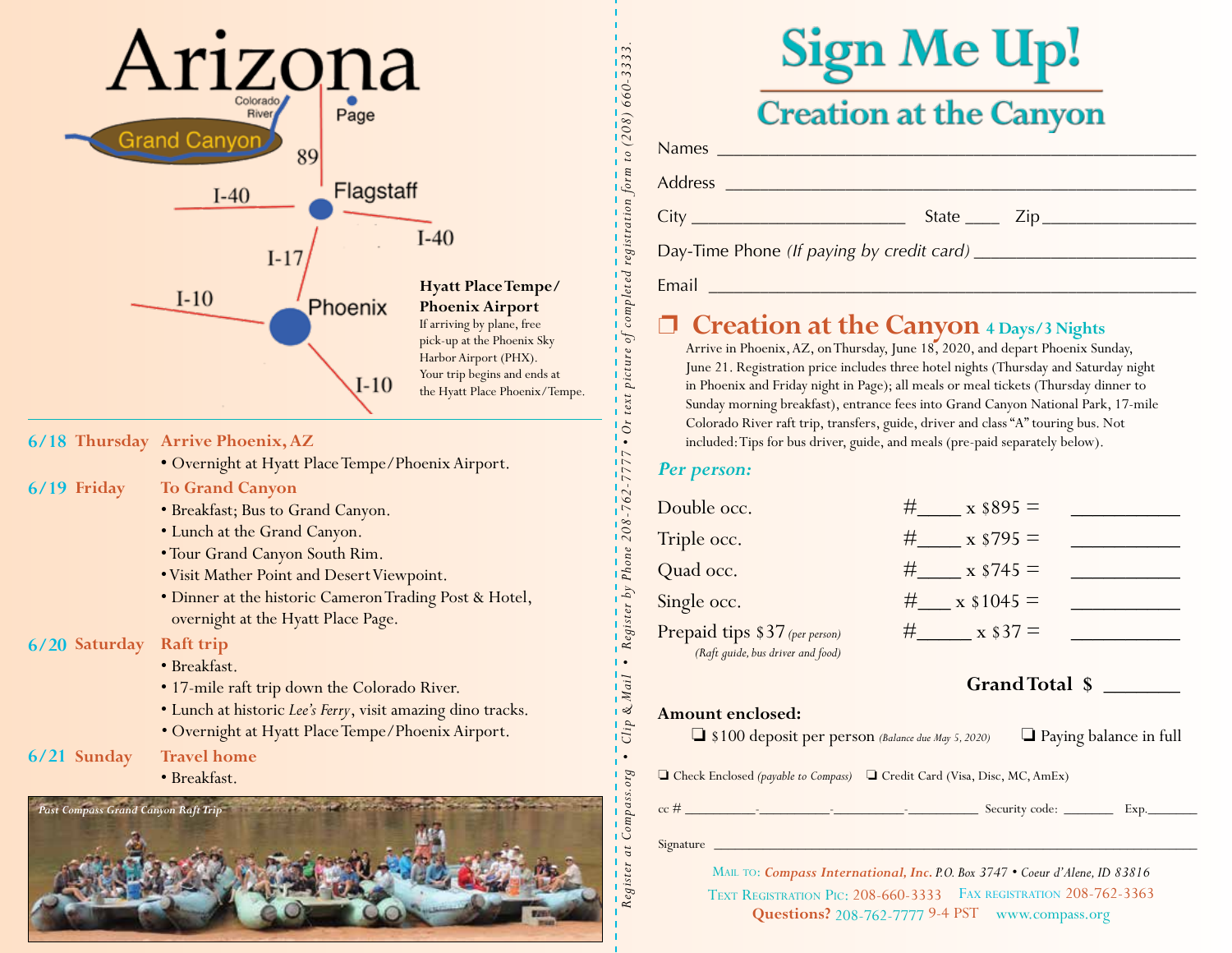# Arizona

Colorado River
Grand Canyon
Page
89
I-40
Flagstaff
I-40
I-17
I-10
Phoenix
I-10

**Hyatt Place Tempe/ Phoenix Airport**
If arriving by plane, free pick-up at the Phoenix Sky Harbor Airport (PHX). Your trip begins and ends at the Hyatt Place Phoenix/Tempe.

**6/18 Thursday — Arrive Phoenix, AZ**
- Overnight at Hyatt Place Tempe/Phoenix Airport.

**6/19 Friday — To Grand Canyon**
- Breakfast; Bus to Grand Canyon.
- Lunch at the Grand Canyon.
- Tour Grand Canyon South Rim.
- Visit Mather Point and Desert Viewpoint.
- Dinner at the historic Cameron Trading Post & Hotel, overnight at the Hyatt Place Page.

**6/20 Saturday — Raft trip**
- Breakfast.
- 17-mile raft trip down the Colorado River.
- Lunch at historic *Lee's Ferry*, visit amazing dino tracks.
- Overnight at Hyatt Place Tempe/Phoenix Airport.

**6/21 Sunday — Travel home**
- Breakfast.

*Past Compass Grand Canyon Raft Trip*

*Register at Compass.org • Clip & Mail • Register by Phone 208-762-7777 • Or text picture of completed registration form to (208) 660-3333.*

# Sign Me Up!

## Creation at the Canyon

Names ______________________________

Address ______________________________

City ____________ State ____ Zip ____________

Day-Time Phone *(If paying by credit card)* ____________

Email ______________________________

❒ **Creation at the Canyon** 4 Days/3 Nights

Arrive in Phoenix, AZ, on Thursday, June 18, 2020, and depart Phoenix Sunday, June 21. Registration price includes three hotel nights (Thursday and Saturday night in Phoenix and Friday night in Page); all meals or meal tickets (Thursday dinner to Sunday morning breakfast), entrance fees into Grand Canyon National Park, 17-mile Colorado River raft trip, transfers, guide, driver and class "A" touring bus. Not included: Tips for bus driver, guide, and meals (pre-paid separately below).

***Per person:***

| | | |
|---|---|---|
| Double occ. | #____ x $895 = | ________ |
| Triple occ. | #____ x $795 = | ________ |
| Quad occ. | #____ x $745 = | ________ |
| Single occ. | #____ x $1045 = | ________ |
| Prepaid tips $37 *(per person)* *(Raft guide, bus driver and food)* | #____ x $37 = | ________ |

**Grand Total $** ________

**Amount enclosed:**

❒ $100 deposit per person *(Balance due May 5, 2020)*   ❒ Paying balance in full

❒ Check Enclosed *(payable to Compass)*   ❒ Credit Card (Visa, Disc, MC, AmEx)

cc # ______-______-______-______ Security code: ______ Exp.______

Signature ______________________________

Mail to: ***Compass International, Inc.*** *P.O. Box 3747 • Coeur d'Alene, ID 83816*

Text Registration Pic: 208-660-3333   Fax registration 208-762-3363

**Questions?** 208-762-7777 9-4 PST   www.compass.org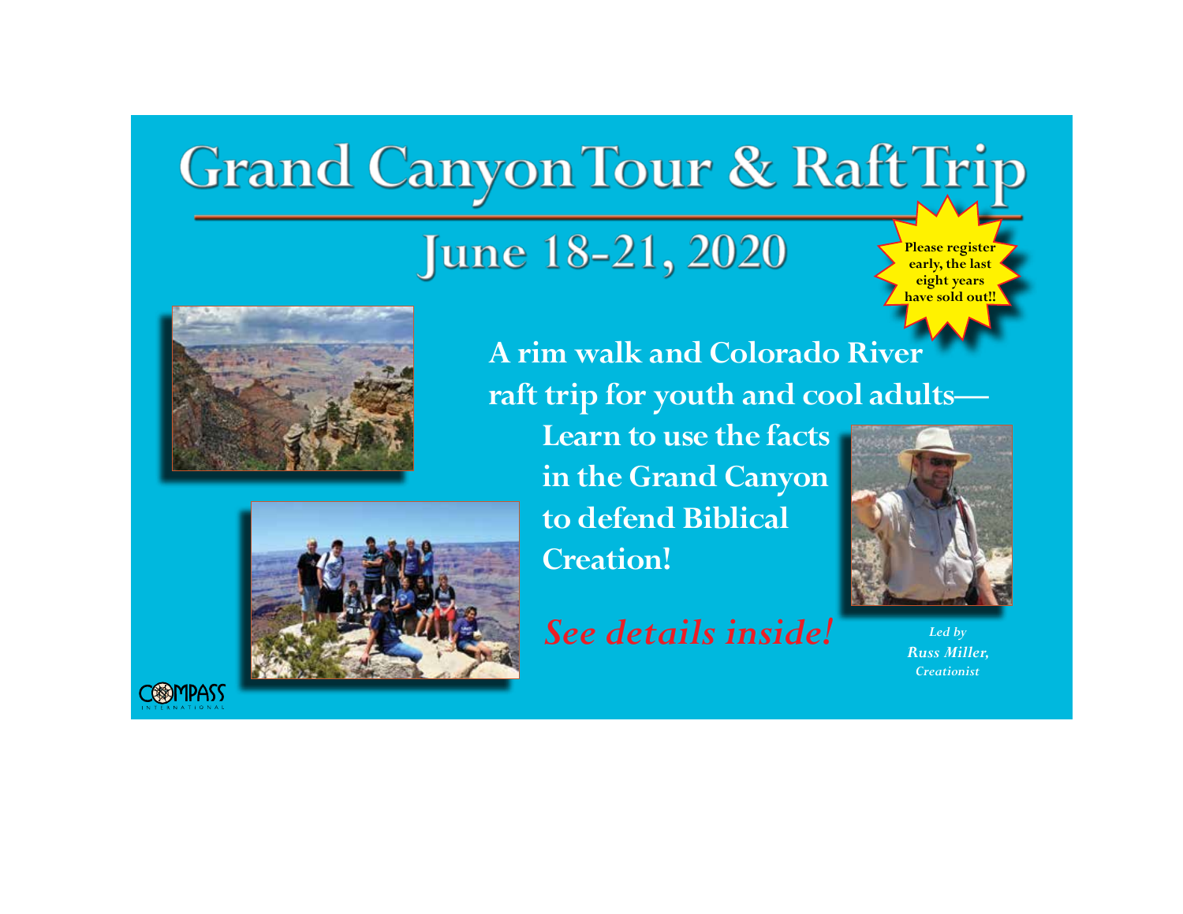# Grand Canyon Tour & Raft Trip

## June 18-21, 2020

**Please register early, the last eight years have sold out!!**

**A rim walk and Colorado River raft trip for youth and cool adults—**

**Learn to use the facts in the Grand Canyon to defend Biblical Creation!**

***See details inside!***

*Led by*
***Russ Miller,***
*Creationist*

COMPASS INTERNATIONAL